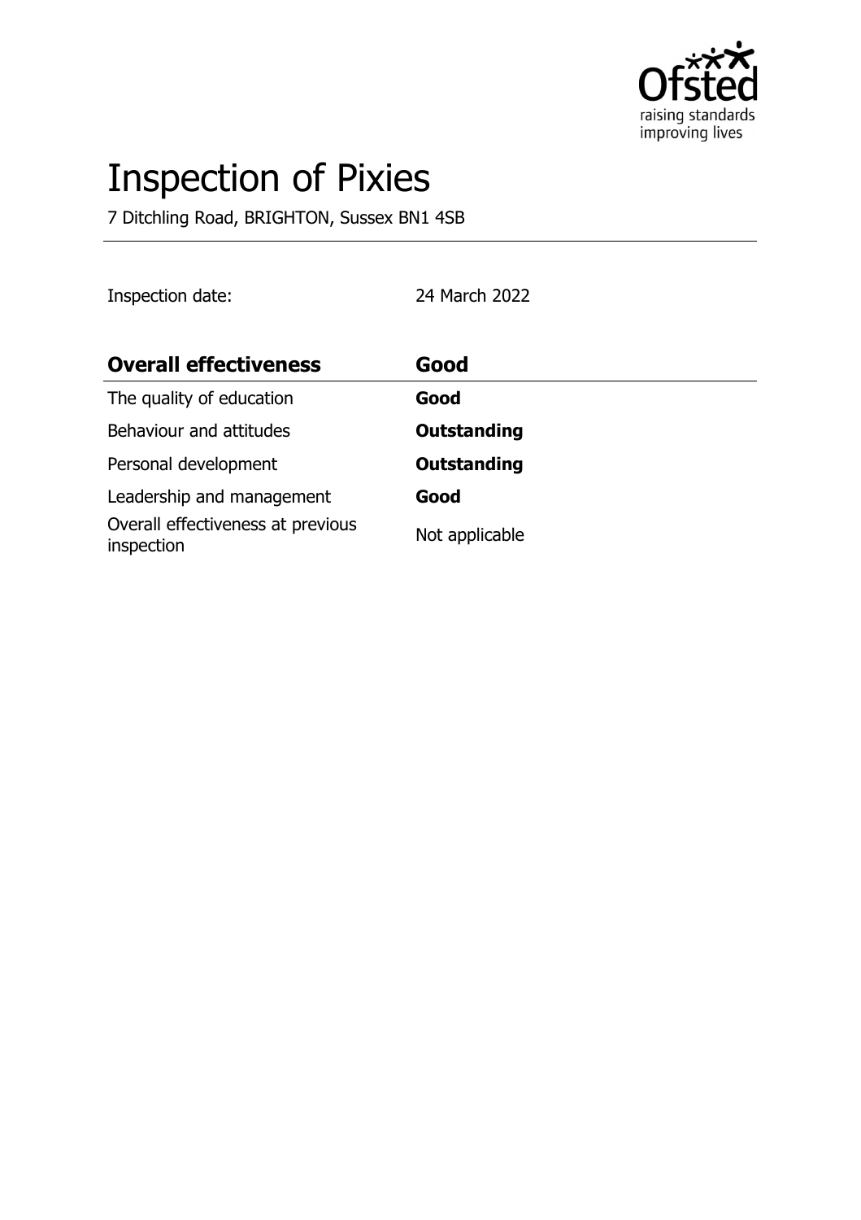# Inspection of Pixies

7 Ditchling Road, BRIGHTON, Sussex BN1 4SB

Inspection date: 24 March 2022

| **Overall effectiveness** | **Good** |
| --- | --- |
| The quality of education | **Good** |
| Behaviour and attitudes | **Outstanding** |
| Personal development | **Outstanding** |
| Leadership and management | **Good** |
| Overall effectiveness at previous inspection | Not applicable |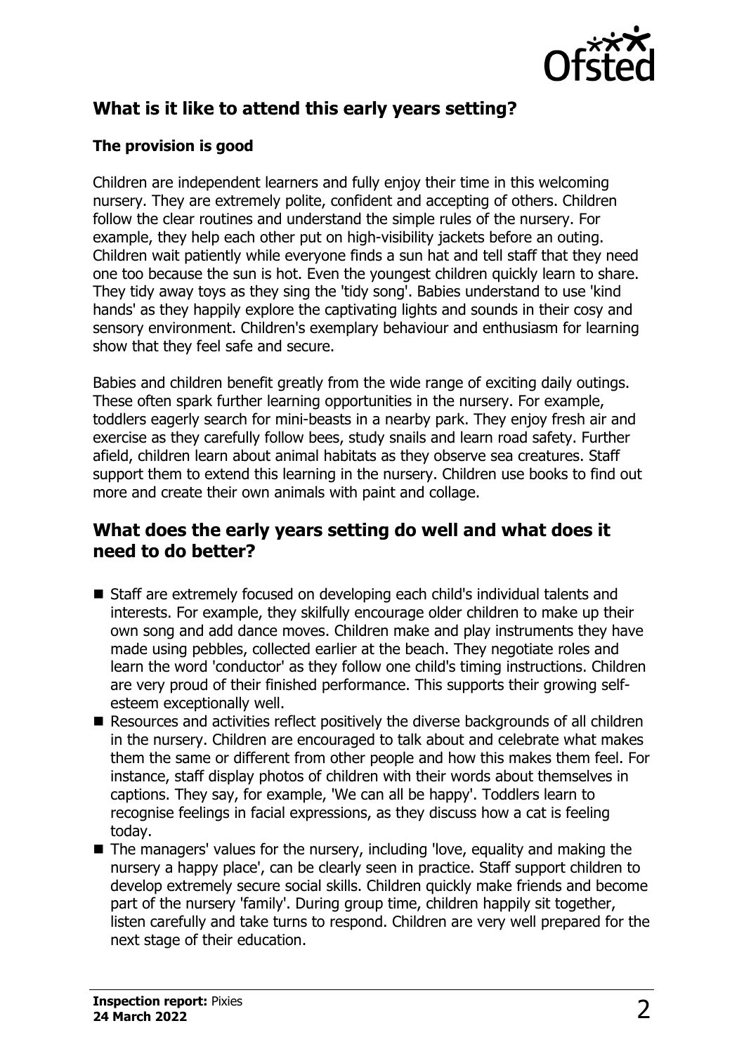## What is it like to attend this early years setting?

### The provision is good

Children are independent learners and fully enjoy their time in this welcoming nursery. They are extremely polite, confident and accepting of others. Children follow the clear routines and understand the simple rules of the nursery. For example, they help each other put on high-visibility jackets before an outing. Children wait patiently while everyone finds a sun hat and tell staff that they need one too because the sun is hot. Even the youngest children quickly learn to share. They tidy away toys as they sing the 'tidy song'. Babies understand to use 'kind hands' as they happily explore the captivating lights and sounds in their cosy and sensory environment. Children's exemplary behaviour and enthusiasm for learning show that they feel safe and secure.

Babies and children benefit greatly from the wide range of exciting daily outings. These often spark further learning opportunities in the nursery. For example, toddlers eagerly search for mini-beasts in a nearby park. They enjoy fresh air and exercise as they carefully follow bees, study snails and learn road safety. Further afield, children learn about animal habitats as they observe sea creatures. Staff support them to extend this learning in the nursery. Children use books to find out more and create their own animals with paint and collage.

## What does the early years setting do well and what does it need to do better?

- Staff are extremely focused on developing each child's individual talents and interests. For example, they skilfully encourage older children to make up their own song and add dance moves. Children make and play instruments they have made using pebbles, collected earlier at the beach. They negotiate roles and learn the word 'conductor' as they follow one child's timing instructions. Children are very proud of their finished performance. This supports their growing self-esteem exceptionally well.
- Resources and activities reflect positively the diverse backgrounds of all children in the nursery. Children are encouraged to talk about and celebrate what makes them the same or different from other people and how this makes them feel. For instance, staff display photos of children with their words about themselves in captions. They say, for example, 'We can all be happy'. Toddlers learn to recognise feelings in facial expressions, as they discuss how a cat is feeling today.
- The managers' values for the nursery, including 'love, equality and making the nursery a happy place', can be clearly seen in practice. Staff support children to develop extremely secure social skills. Children quickly make friends and become part of the nursery 'family'. During group time, children happily sit together, listen carefully and take turns to respond. Children are very well prepared for the next stage of their education.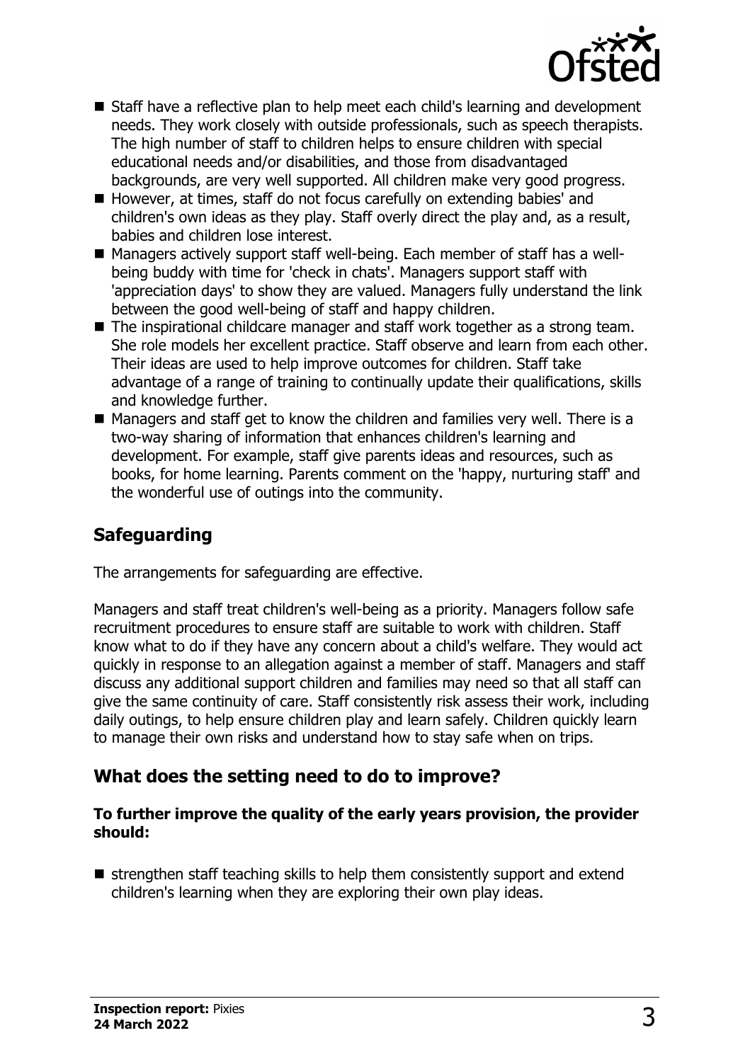- Staff have a reflective plan to help meet each child's learning and development needs. They work closely with outside professionals, such as speech therapists. The high number of staff to children helps to ensure children with special educational needs and/or disabilities, and those from disadvantaged backgrounds, are very well supported. All children make very good progress.
- However, at times, staff do not focus carefully on extending babies' and children's own ideas as they play. Staff overly direct the play and, as a result, babies and children lose interest.
- Managers actively support staff well-being. Each member of staff has a well-being buddy with time for 'check in chats'. Managers support staff with 'appreciation days' to show they are valued. Managers fully understand the link between the good well-being of staff and happy children.
- The inspirational childcare manager and staff work together as a strong team. She role models her excellent practice. Staff observe and learn from each other. Their ideas are used to help improve outcomes for children. Staff take advantage of a range of training to continually update their qualifications, skills and knowledge further.
- Managers and staff get to know the children and families very well. There is a two-way sharing of information that enhances children's learning and development. For example, staff give parents ideas and resources, such as books, for home learning. Parents comment on the 'happy, nurturing staff' and the wonderful use of outings into the community.

## Safeguarding

The arrangements for safeguarding are effective.

Managers and staff treat children's well-being as a priority. Managers follow safe recruitment procedures to ensure staff are suitable to work with children. Staff know what to do if they have any concern about a child's welfare. They would act quickly in response to an allegation against a member of staff. Managers and staff discuss any additional support children and families may need so that all staff can give the same continuity of care. Staff consistently risk assess their work, including daily outings, to help ensure children play and learn safely. Children quickly learn to manage their own risks and understand how to stay safe when on trips.

## What does the setting need to do to improve?

**To further improve the quality of the early years provision, the provider should:**

- strengthen staff teaching skills to help them consistently support and extend children's learning when they are exploring their own play ideas.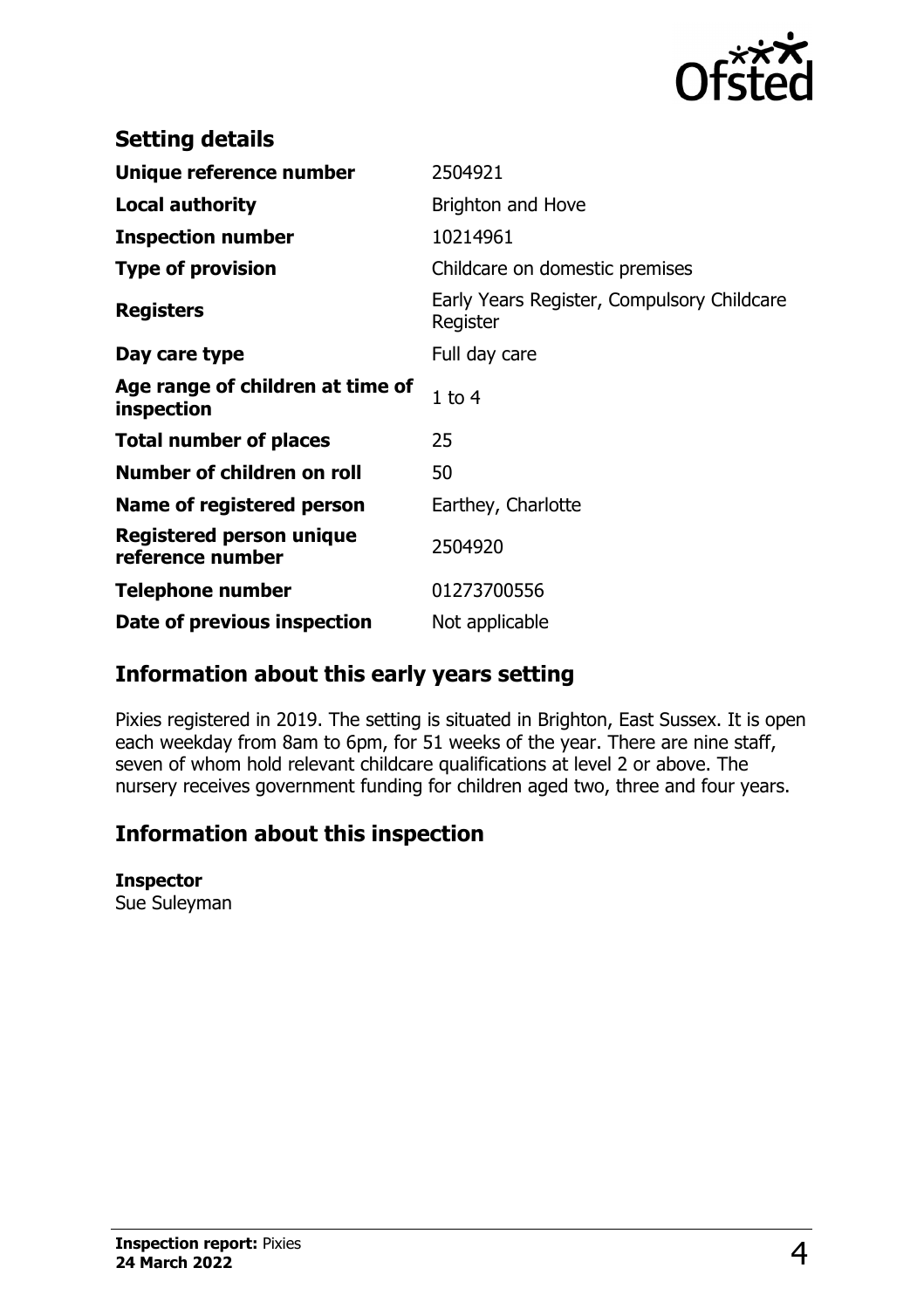## Setting details

| | |
|---|---|
| **Unique reference number** | 2504921 |
| **Local authority** | Brighton and Hove |
| **Inspection number** | 10214961 |
| **Type of provision** | Childcare on domestic premises |
| **Registers** | Early Years Register, Compulsory Childcare Register |
| **Day care type** | Full day care |
| **Age range of children at time of inspection** | 1 to 4 |
| **Total number of places** | 25 |
| **Number of children on roll** | 50 |
| **Name of registered person** | Earthey, Charlotte |
| **Registered person unique reference number** | 2504920 |
| **Telephone number** | 01273700556 |
| **Date of previous inspection** | Not applicable |

## Information about this early years setting

Pixies registered in 2019. The setting is situated in Brighton, East Sussex. It is open each weekday from 8am to 6pm, for 51 weeks of the year. There are nine staff, seven of whom hold relevant childcare qualifications at level 2 or above. The nursery receives government funding for children aged two, three and four years.

## Information about this inspection

**Inspector**
Sue Suleyman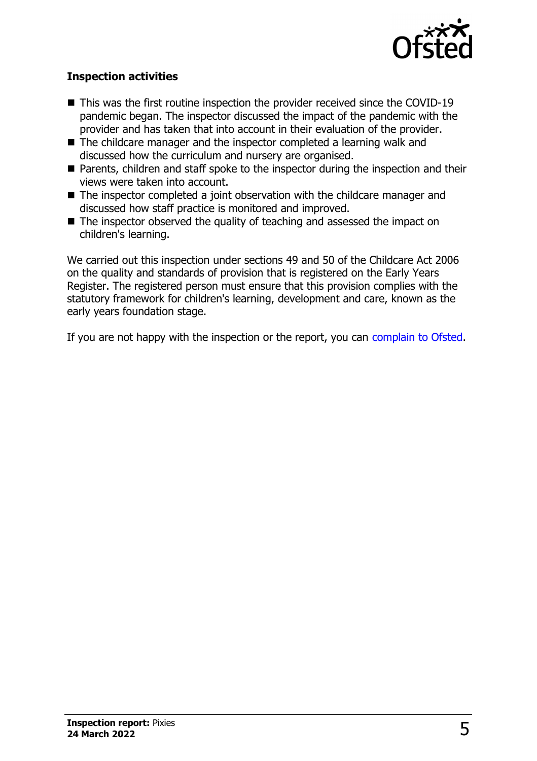### Inspection activities

- This was the first routine inspection the provider received since the COVID-19 pandemic began. The inspector discussed the impact of the pandemic with the provider and has taken that into account in their evaluation of the provider.
- The childcare manager and the inspector completed a learning walk and discussed how the curriculum and nursery are organised.
- Parents, children and staff spoke to the inspector during the inspection and their views were taken into account.
- The inspector completed a joint observation with the childcare manager and discussed how staff practice is monitored and improved.
- The inspector observed the quality of teaching and assessed the impact on children's learning.

We carried out this inspection under sections 49 and 50 of the Childcare Act 2006 on the quality and standards of provision that is registered on the Early Years Register. The registered person must ensure that this provision complies with the statutory framework for children's learning, development and care, known as the early years foundation stage.

If you are not happy with the inspection or the report, you can complain to Ofsted.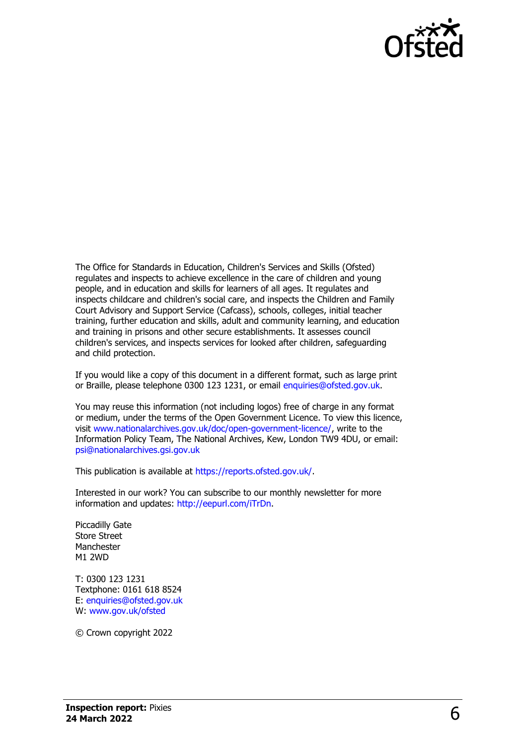The Office for Standards in Education, Children's Services and Skills (Ofsted) regulates and inspects to achieve excellence in the care of children and young people, and in education and skills for learners of all ages. It regulates and inspects childcare and children's social care, and inspects the Children and Family Court Advisory and Support Service (Cafcass), schools, colleges, initial teacher training, further education and skills, adult and community learning, and education and training in prisons and other secure establishments. It assesses council children's services, and inspects services for looked after children, safeguarding and child protection.

If you would like a copy of this document in a different format, such as large print or Braille, please telephone 0300 123 1231, or email enquiries@ofsted.gov.uk.

You may reuse this information (not including logos) free of charge in any format or medium, under the terms of the Open Government Licence. To view this licence, visit www.nationalarchives.gov.uk/doc/open-government-licence/, write to the Information Policy Team, The National Archives, Kew, London TW9 4DU, or email: psi@nationalarchives.gsi.gov.uk

This publication is available at https://reports.ofsted.gov.uk/.

Interested in our work? You can subscribe to our monthly newsletter for more information and updates: http://eepurl.com/iTrDn.

Piccadilly Gate
Store Street
Manchester
M1 2WD

T: 0300 123 1231
Textphone: 0161 618 8524
E: enquiries@ofsted.gov.uk
W: www.gov.uk/ofsted

© Crown copyright 2022